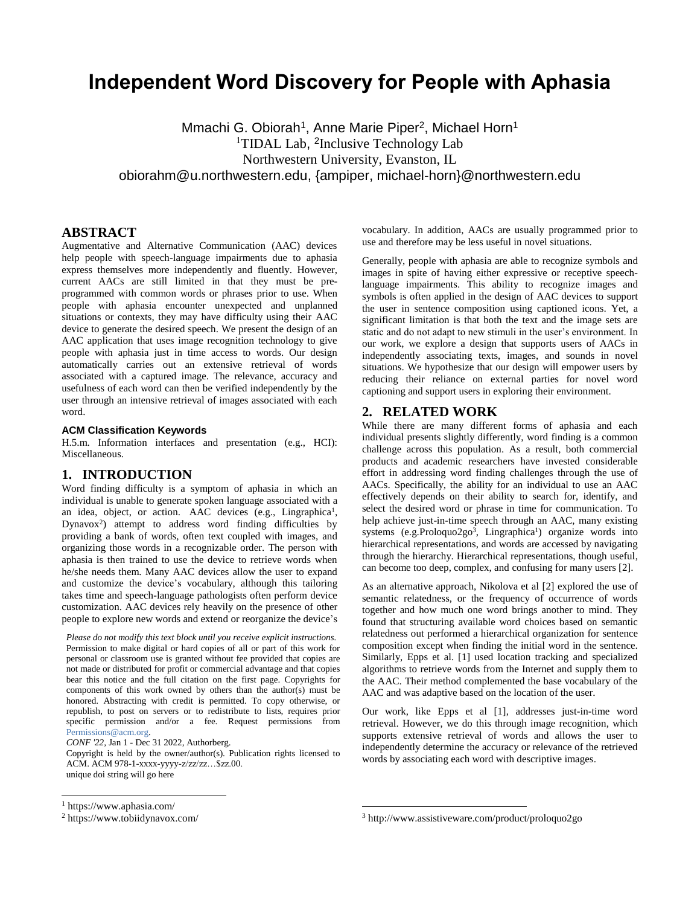# Independent Word Discovery for People with Aphasia

Mmachi G. Obiorah[1], Anne Marie Piper[2], Michael Horn[1]
[1]TIDAL Lab, [2]Inclusive Technology Lab
Northwestern University, Evanston, IL
obiorahm@u.northwestern.edu, {ampiper, michael-horn}@northwestern.edu

## ABSTRACT

Augmentative and Alternative Communication (AAC) devices help people with speech-language impairments due to aphasia express themselves more independently and fluently. However, current AACs are still limited in that they must be pre-programmed with common words or phrases prior to use. When people with aphasia encounter unexpected and unplanned situations or contexts, they may have difficulty using their AAC device to generate the desired speech. We present the design of an AAC application that uses image recognition technology to give people with aphasia just in time access to words. Our design automatically carries out an extensive retrieval of words associated with a captured image. The relevance, accuracy and usefulness of each word can then be verified independently by the user through an intensive retrieval of images associated with each word.

### ACM Classification Keywords

H.5.m. Information interfaces and presentation (e.g., HCI): Miscellaneous.

## 1. INTRODUCTION

Word finding difficulty is a symptom of aphasia in which an individual is unable to generate spoken language associated with a an idea, object, or action. AAC devices (e.g., Lingraphica[1], Dynavox[2]) attempt to address word finding difficulties by providing a bank of words, often text coupled with images, and organizing those words in a recognizable order. The person with aphasia is then trained to use the device to retrieve words when he/she needs them. Many AAC devices allow the user to expand and customize the device's vocabulary, although this tailoring takes time and speech-language pathologists often perform device customization. AAC devices rely heavily on the presence of other people to explore new words and extend or reorganize the device's vocabulary. In addition, AACs are usually programmed prior to use and therefore may be less useful in novel situations.

*Please do not modify this text block until you receive explicit instructions.*
Permission to make digital or hard copies of all or part of this work for personal or classroom use is granted without fee provided that copies are not made or distributed for profit or commercial advantage and that copies bear this notice and the full citation on the first page. Copyrights for components of this work owned by others than the author(s) must be honored. Abstracting with credit is permitted. To copy otherwise, or republish, to post on servers or to redistribute to lists, requires prior specific permission and/or a fee. Request permissions from Permissions@acm.org.
*CONF '22*, Jan 1 - Dec 31 2022, Authorberg.
Copyright is held by the owner/author(s). Publication rights licensed to ACM. ACM 978-1-xxxx-yyyy-z/zz/zz…$zz.00.
unique doi string will go here

Generally, people with aphasia are able to recognize symbols and images in spite of having either expressive or receptive speech-language impairments. This ability to recognize images and symbols is often applied in the design of AAC devices to support the user in sentence composition using captioned icons. Yet, a significant limitation is that both the text and the image sets are static and do not adapt to new stimuli in the user's environment. In our work, we explore a design that supports users of AACs in independently associating texts, images, and sounds in novel situations. We hypothesize that our design will empower users by reducing their reliance on external parties for novel word captioning and support users in exploring their environment.

## 2. RELATED WORK

While there are many different forms of aphasia and each individual presents slightly differently, word finding is a common challenge across this population. As a result, both commercial products and academic researchers have invested considerable effort in addressing word finding challenges through the use of AACs. Specifically, the ability for an individual to use an AAC effectively depends on their ability to search for, identify, and select the desired word or phrase in time for communication. To help achieve just-in-time speech through an AAC, many existing systems (e.g.Proloquo2go[3], Lingraphica[1]) organize words into hierarchical representations, and words are accessed by navigating through the hierarchy. Hierarchical representations, though useful, can become too deep, complex, and confusing for many users [2].

As an alternative approach, Nikolova et al [2] explored the use of semantic relatedness, or the frequency of occurrence of words together and how much one word brings another to mind. They found that structuring available word choices based on semantic relatedness out performed a hierarchical organization for sentence composition except when finding the initial word in the sentence. Similarly, Epps et al. [1] used location tracking and specialized algorithms to retrieve words from the Internet and supply them to the AAC. Their method complemented the base vocabulary of the AAC and was adaptive based on the location of the user.

Our work, like Epps et al [1], addresses just-in-time word retrieval. However, we do this through image recognition, which supports extensive retrieval of words and allows the user to independently determine the accuracy or relevance of the retrieved words by associating each word with descriptive images.

[1] https://www.aphasia.com/

[2] https://www.tobiidynavox.com/

[3] http://www.assistiveware.com/product/proloquo2go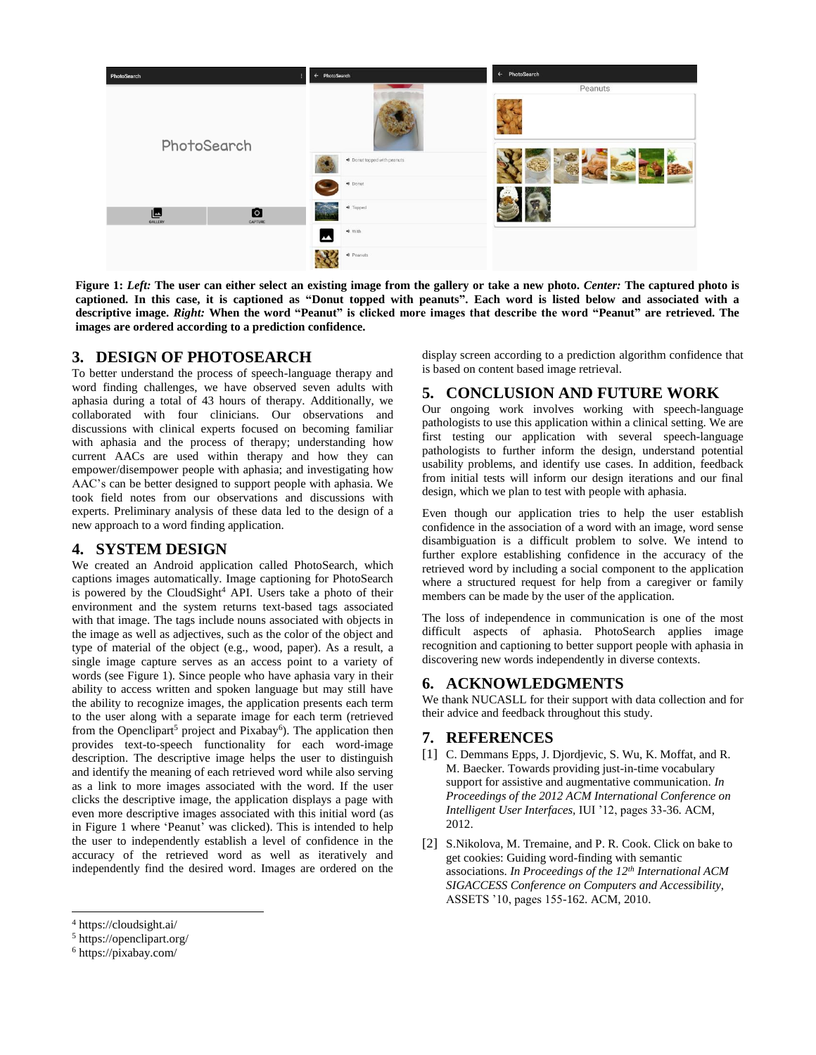Figure 1: *Left:* The user can either select an existing image from the gallery or take a new photo. *Center:* The captured photo is captioned. In this case, it is captioned as "Donut topped with peanuts". Each word is listed below and associated with a descriptive image. *Right:* When the word "Peanut" is clicked more images that describe the word "Peanut" are retrieved. The images are ordered according to a prediction confidence.

## 3. DESIGN OF PHOTOSEARCH

To better understand the process of speech-language therapy and word finding challenges, we have observed seven adults with aphasia during a total of 43 hours of therapy. Additionally, we collaborated with four clinicians. Our observations and discussions with clinical experts focused on becoming familiar with aphasia and the process of therapy; understanding how current AACs are used within therapy and how they can empower/disempower people with aphasia; and investigating how AAC's can be better designed to support people with aphasia. We took field notes from our observations and discussions with experts. Preliminary analysis of these data led to the design of a new approach to a word finding application.

## 4. SYSTEM DESIGN

We created an Android application called PhotoSearch, which captions images automatically. Image captioning for PhotoSearch is powered by the CloudSight[4] API. Users take a photo of their environment and the system returns text-based tags associated with that image. The tags include nouns associated with objects in the image as well as adjectives, such as the color of the object and type of material of the object (e.g., wood, paper). As a result, a single image capture serves as an access point to a variety of words (see Figure 1). Since people who have aphasia vary in their ability to access written and spoken language but may still have the ability to recognize images, the application presents each term to the user along with a separate image for each term (retrieved from the Openclipart[5] project and Pixabay[6]). The application then provides text-to-speech functionality for each word-image description. The descriptive image helps the user to distinguish and identify the meaning of each retrieved word while also serving as a link to more images associated with the word. If the user clicks the descriptive image, the application displays a page with even more descriptive images associated with this initial word (as in Figure 1 where 'Peanut' was clicked). This is intended to help the user to independently establish a level of confidence in the accuracy of the retrieved word as well as iteratively and independently find the desired word. Images are ordered on the display screen according to a prediction algorithm confidence that is based on content based image retrieval.

## 5. CONCLUSION AND FUTURE WORK

Our ongoing work involves working with speech-language pathologists to use this application within a clinical setting. We are first testing our application with several speech-language pathologists to further inform the design, understand potential usability problems, and identify use cases. In addition, feedback from initial tests will inform our design iterations and our final design, which we plan to test with people with aphasia.

Even though our application tries to help the user establish confidence in the association of a word with an image, word sense disambiguation is a difficult problem to solve. We intend to further explore establishing confidence in the accuracy of the retrieved word by including a social component to the application where a structured request for help from a caregiver or family members can be made by the user of the application.

The loss of independence in communication is one of the most difficult aspects of aphasia. PhotoSearch applies image recognition and captioning to better support people with aphasia in discovering new words independently in diverse contexts.

## 6. ACKNOWLEDGMENTS

We thank NUCASLL for their support with data collection and for their advice and feedback throughout this study.

## 7. REFERENCES

[1] C. Demmans Epps, J. Djordjevic, S. Wu, K. Moffat, and R. M. Baecker. Towards providing just-in-time vocabulary support for assistive and augmentative communication. *In Proceedings of the 2012 ACM International Conference on Intelligent User Interfaces,* IUI '12, pages 33-36. ACM, 2012.

[2] S.Nikolova, M. Tremaine, and P. R. Cook. Click on bake to get cookies: Guiding word-finding with semantic associations. *In Proceedings of the 12th International ACM SIGACCESS Conference on Computers and Accessibility,* ASSETS '10, pages 155-162. ACM, 2010.

---

[4] https://cloudsight.ai/

[5] https://openclipart.org/

[6] https://pixabay.com/